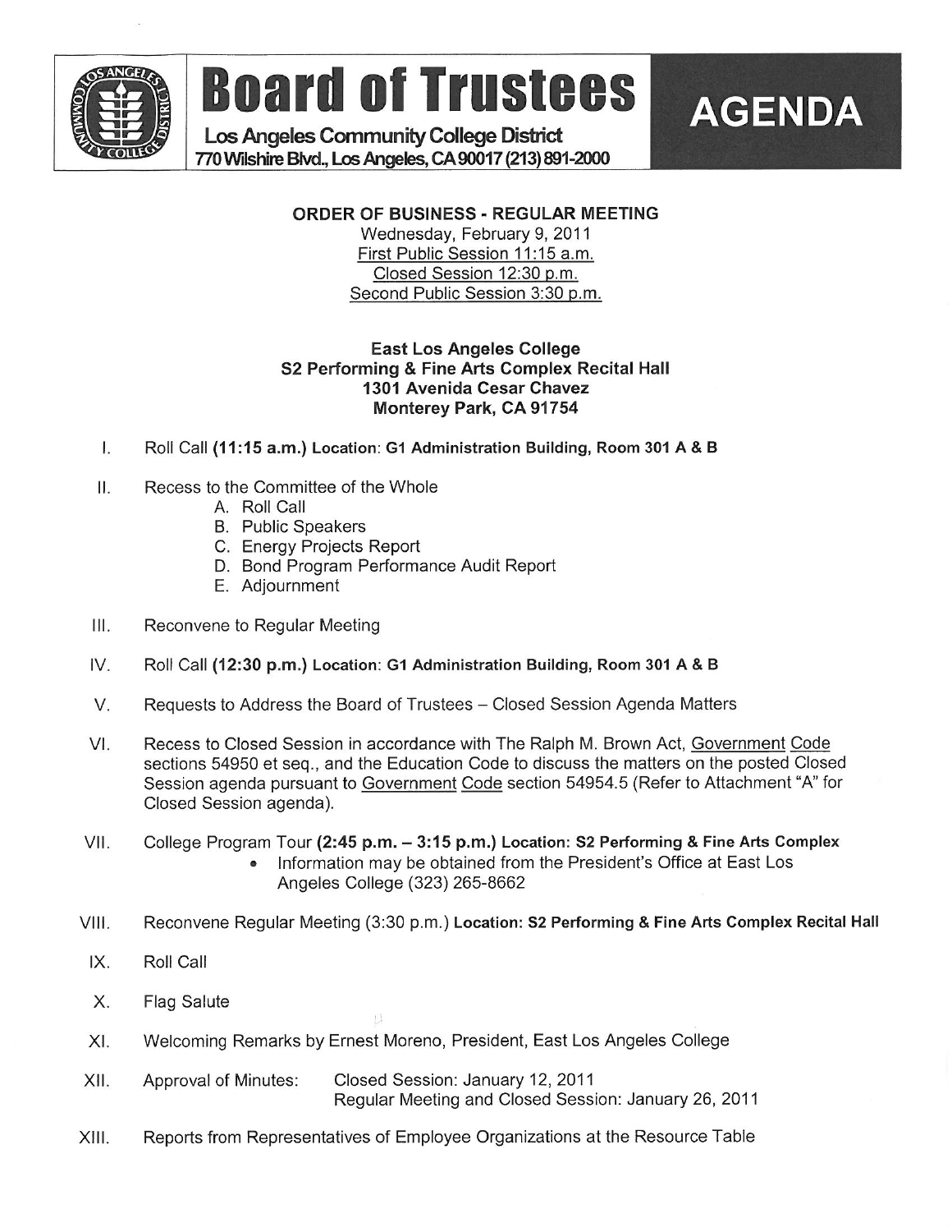# Board of Trustees

**Los Angeles Community College District**
770 Wilshire Blvd., Los Angeles, CA 90017 (213) 891-2000

# AGENDA

**ORDER OF BUSINESS - REGULAR MEETING**
Wednesday, February 9, 2011
First Public Session 11:15 a.m.
Closed Session 12:30 p.m.
Second Public Session 3:30 p.m.

**East Los Angeles College**
**S2 Performing & Fine Arts Complex Recital Hall**
**1301 Avenida Cesar Chavez**
**Monterey Park, CA 91754**

I. Roll Call **(11:15 a.m.) Location: G1 Administration Building, Room 301 A & B**

II. Recess to the Committee of the Whole
   - A. Roll Call
   - B. Public Speakers
   - C. Energy Projects Report
   - D. Bond Program Performance Audit Report
   - E. Adjournment

III. Reconvene to Regular Meeting

IV. Roll Call **(12:30 p.m.) Location: G1 Administration Building, Room 301 A & B**

V. Requests to Address the Board of Trustees – Closed Session Agenda Matters

VI. Recess to Closed Session in accordance with The Ralph M. Brown Act, Government Code sections 54950 et seq., and the Education Code to discuss the matters on the posted Closed Session agenda pursuant to Government Code section 54954.5 (Refer to Attachment "A" for Closed Session agenda).

VII. College Program Tour **(2:45 p.m. – 3:15 p.m.) Location: S2 Performing & Fine Arts Complex**
   - Information may be obtained from the President's Office at East Los Angeles College (323) 265-8662

VIII. Reconvene Regular Meeting (3:30 p.m.) **Location: S2 Performing & Fine Arts Complex Recital Hall**

IX. Roll Call

X. Flag Salute

XI. Welcoming Remarks by Ernest Moreno, President, East Los Angeles College

XII. Approval of Minutes: Closed Session: January 12, 2011
Regular Meeting and Closed Session: January 26, 2011

XIII. Reports from Representatives of Employee Organizations at the Resource Table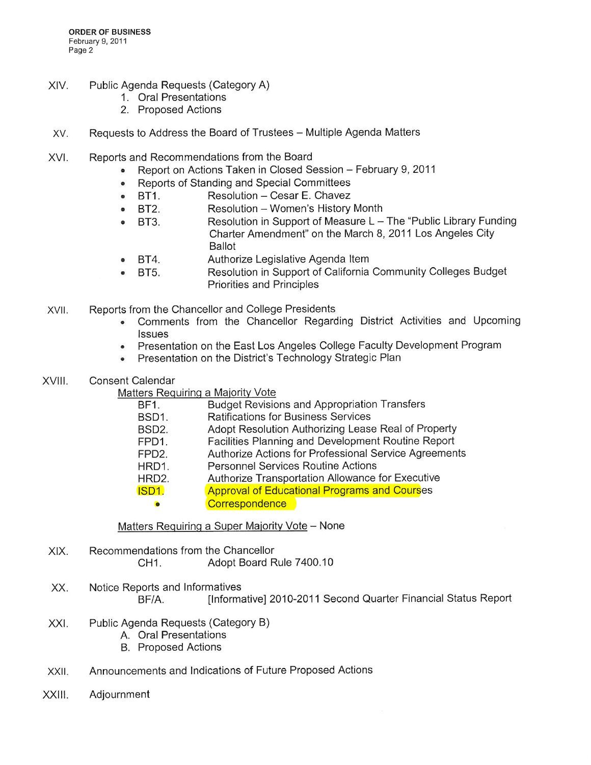XIV. Public Agenda Requests (Category A)

1. Oral Presentations
2. Proposed Actions

XV. Requests to Address the Board of Trustees – Multiple Agenda Matters

XVI. Reports and Recommendations from the Board

- Report on Actions Taken in Closed Session – February 9, 2011
- Reports of Standing and Special Committees
- BT1. Resolution – Cesar E. Chavez
- BT2. Resolution – Women's History Month
- BT3. Resolution in Support of Measure L – The "Public Library Funding Charter Amendment" on the March 8, 2011 Los Angeles City Ballot
- BT4. Authorize Legislative Agenda Item
- BT5. Resolution in Support of California Community Colleges Budget Priorities and Principles

XVII. Reports from the Chancellor and College Presidents

- Comments from the Chancellor Regarding District Activities and Upcoming Issues
- Presentation on the East Los Angeles College Faculty Development Program
- Presentation on the District's Technology Strategic Plan

XVIII. Consent Calendar

Matters Requiring a Majority Vote

| | |
|---|---|
| BF1. | Budget Revisions and Appropriation Transfers |
| BSD1. | Ratifications for Business Services |
| BSD2. | Adopt Resolution Authorizing Lease Real of Property |
| FPD1. | Facilities Planning and Development Routine Report |
| FPD2. | Authorize Actions for Professional Service Agreements |
| HRD1. | Personnel Services Routine Actions |
| HRD2. | Authorize Transportation Allowance for Executive |
| ISD1. | Approval of Educational Programs and Courses |
| • | Correspondence |

Matters Requiring a Super Majority Vote – None

XIX. Recommendations from the Chancellor

CH1. Adopt Board Rule 7400.10

XX. Notice Reports and Informatives

BF/A. [Informative] 2010-2011 Second Quarter Financial Status Report

XXI. Public Agenda Requests (Category B)

A. Oral Presentations
B. Proposed Actions

XXII. Announcements and Indications of Future Proposed Actions

XXIII. Adjournment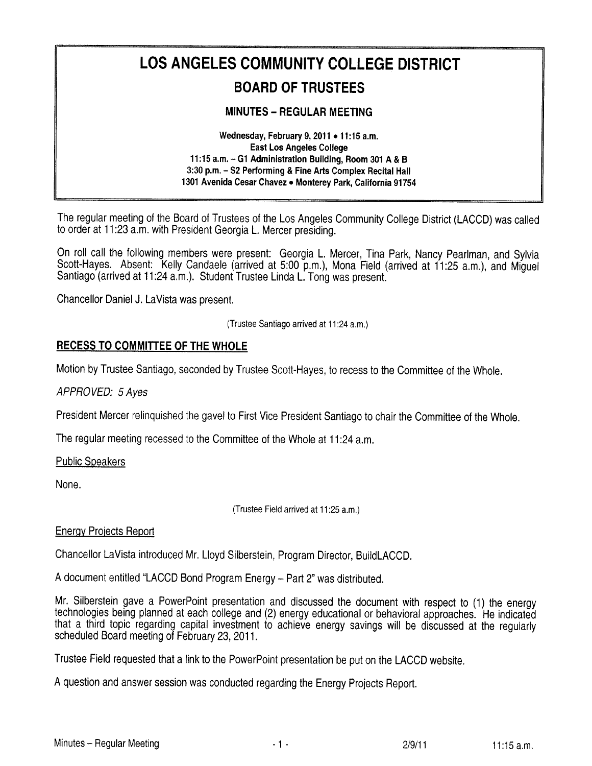# LOS ANGELES COMMUNITY COLLEGE DISTRICT

## BOARD OF TRUSTEES

### MINUTES – REGULAR MEETING

**Wednesday, February 9, 2011 • 11:15 a.m.**
**East Los Angeles College**
**11:15 a.m. – G1 Administration Building, Room 301 A & B**
**3:30 p.m. – S2 Performing & Fine Arts Complex Recital Hall**
**1301 Avenida Cesar Chavez • Monterey Park, California 91754**

The regular meeting of the Board of Trustees of the Los Angeles Community College District (LACCD) was called to order at 11:23 a.m. with President Georgia L. Mercer presiding.

On roll call the following members were present: Georgia L. Mercer, Tina Park, Nancy Pearlman, and Sylvia Scott-Hayes. Absent: Kelly Candaele (arrived at 5:00 p.m.), Mona Field (arrived at 11:25 a.m.), and Miguel Santiago (arrived at 11:24 a.m.). Student Trustee Linda L. Tong was present.

Chancellor Daniel J. LaVista was present.

(Trustee Santiago arrived at 11:24 a.m.)

## RECESS TO COMMITTEE OF THE WHOLE

Motion by Trustee Santiago, seconded by Trustee Scott-Hayes, to recess to the Committee of the Whole.

*APPROVED: 5 Ayes*

President Mercer relinquished the gavel to First Vice President Santiago to chair the Committee of the Whole.

The regular meeting recessed to the Committee of the Whole at 11:24 a.m.

Public Speakers

None.

(Trustee Field arrived at 11:25 a.m.)

Energy Projects Report

Chancellor LaVista introduced Mr. Lloyd Silberstein, Program Director, BuildLACCD.

A document entitled "LACCD Bond Program Energy – Part 2" was distributed.

Mr. Silberstein gave a PowerPoint presentation and discussed the document with respect to (1) the energy technologies being planned at each college and (2) energy educational or behavioral approaches. He indicated that a third topic regarding capital investment to achieve energy savings will be discussed at the regularly scheduled Board meeting of February 23, 2011.

Trustee Field requested that a link to the PowerPoint presentation be put on the LACCD website.

A question and answer session was conducted regarding the Energy Projects Report.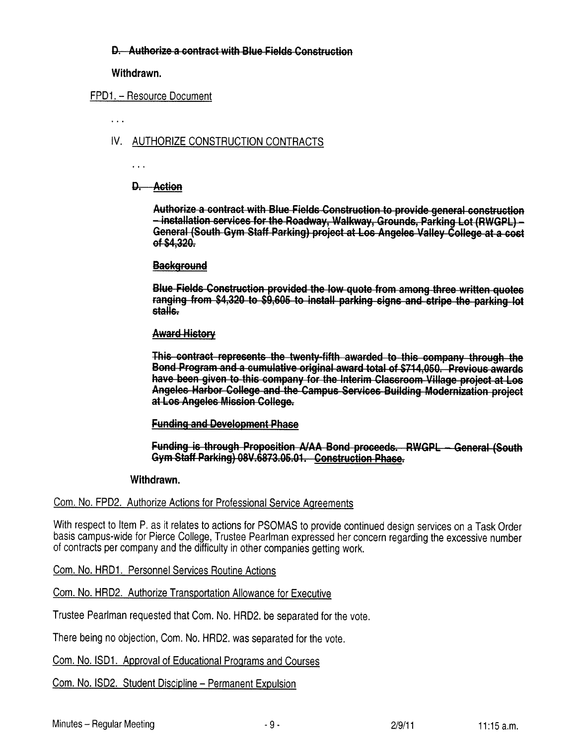~~**D. Authorize a contract with Blue Fields Construction**~~

**Withdrawn.**

<u>FPD1. – Resource Document</u>

. . .

IV. <u>AUTHORIZE CONSTRUCTION CONTRACTS</u>

. . .

~~**D. Action**~~

~~**Authorize a contract with Blue Fields Construction to provide general construction – installation services for the Roadway, Walkway, Grounds, Parking Lot (RWGPL) – General (South Gym Staff Parking) project at Los Angeles Valley College at a cost of $4,320.**~~

~~**Background**~~

~~**Blue Fields Construction provided the low quote from among three written quotes ranging from $4,320 to $9,605 to install parking signs and stripe the parking lot stalls.**~~

~~**Award History**~~

~~**This contract represents the twenty-fifth awarded to this company through the Bond Program and a cumulative original award total of $714,050. Previous awards have been given to this company for the Interim Classroom Village project at Los Angeles Harbor College and the Campus Services Building Modernization project at Los Angeles Mission College.**~~

~~**Funding and Development Phase**~~

~~**Funding is through Proposition A/AA Bond proceeds. RWGPL – General (South Gym Staff Parking) 08V.6873.05.01. Construction Phase.**~~

**Withdrawn.**

<u>Com. No. FPD2. Authorize Actions for Professional Service Agreements</u>

With respect to Item P. as it relates to actions for PSOMAS to provide continued design services on a Task Order basis campus-wide for Pierce College, Trustee Pearlman expressed her concern regarding the excessive number of contracts per company and the difficulty in other companies getting work.

<u>Com. No. HRD1. Personnel Services Routine Actions</u>

<u>Com. No. HRD2. Authorize Transportation Allowance for Executive</u>

Trustee Pearlman requested that Com. No. HRD2. be separated for the vote.

There being no objection, Com. No. HRD2. was separated for the vote.

<u>Com. No. ISD1. Approval of Educational Programs and Courses</u>

<u>Com. No. ISD2. Student Discipline – Permanent Expulsion</u>